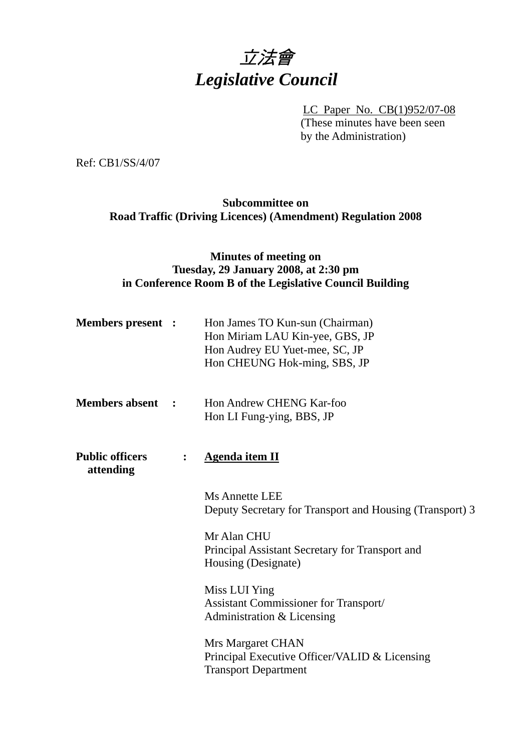# *立法會*
# *Legislative Council*

LC Paper No. CB(1)952/07-08
(These minutes have been seen by the Administration)

Ref: CB1/SS/4/07

**Subcommittee on**
**Road Traffic (Driving Licences) (Amendment) Regulation 2008**

**Minutes of meeting on**
**Tuesday, 29 January 2008, at 2:30 pm**
**in Conference Room B of the Legislative Council Building**

**Members present :**

Hon James TO Kun-sun (Chairman)
Hon Miriam LAU Kin-yee, GBS, JP
Hon Audrey EU Yuet-mee, SC, JP
Hon CHEUNG Hok-ming, SBS, JP

**Members absent :**

Hon Andrew CHENG Kar-foo
Hon LI Fung-ying, BBS, JP

**Public officers attending :**

**Agenda item II**

Ms Annette LEE
Deputy Secretary for Transport and Housing (Transport) 3

Mr Alan CHU
Principal Assistant Secretary for Transport and Housing (Designate)

Miss LUI Ying
Assistant Commissioner for Transport/ Administration & Licensing

Mrs Margaret CHAN
Principal Executive Officer/VALID & Licensing
Transport Department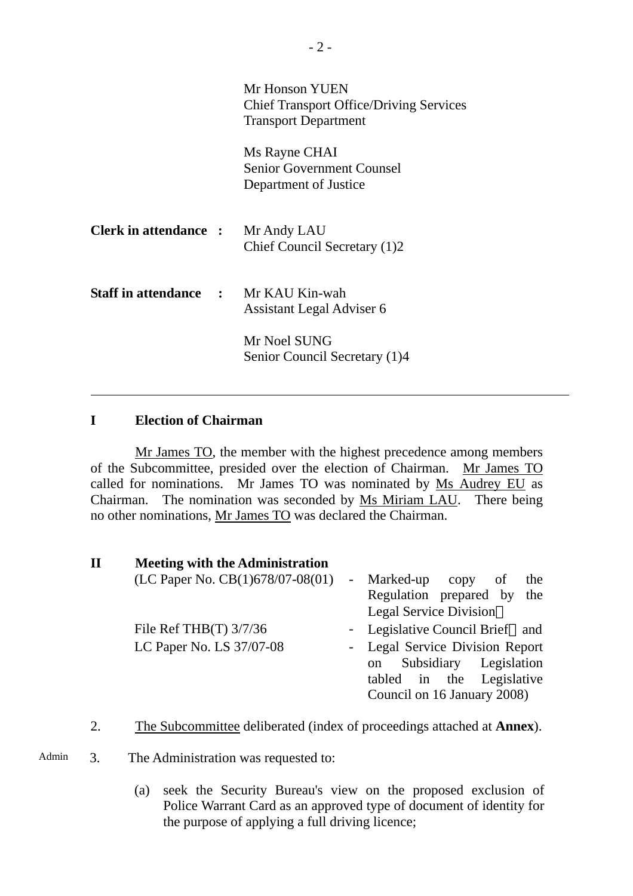Mr Honson YUEN
Chief Transport Office/Driving Services
Transport Department

Ms Rayne CHAI
Senior Government Counsel
Department of Justice

**Clerk in attendance :** Mr Andy LAU
Chief Council Secretary (1)2

**Staff in attendance :** Mr KAU Kin-wah
Assistant Legal Adviser 6

Mr Noel SUNG
Senior Council Secretary (1)4

---

## I Election of Chairman

Mr James TO, the member with the highest precedence among members of the Subcommittee, presided over the election of Chairman. Mr James TO called for nominations. Mr James TO was nominated by Ms Audrey EU as Chairman. The nomination was seconded by Ms Miriam LAU. There being no other nominations, Mr James TO was declared the Chairman.

## II Meeting with the Administration

| | | |
|---|---|---|
| (LC Paper No. CB(1)678/07-08(01) | - | Marked-up copy of the Regulation prepared by the Legal Service Division; |
| File Ref THB(T) 3/7/36 | - | Legislative Council Brief; and |
| LC Paper No. LS 37/07-08 | - | Legal Service Division Report on Subsidiary Legislation tabled in the Legislative Council on 16 January 2008) |

2. The Subcommittee deliberated (index of proceedings attached at **Annex**).

Admin 3. The Administration was requested to:

(a) seek the Security Bureau's view on the proposed exclusion of Police Warrant Card as an approved type of document of identity for the purpose of applying a full driving licence;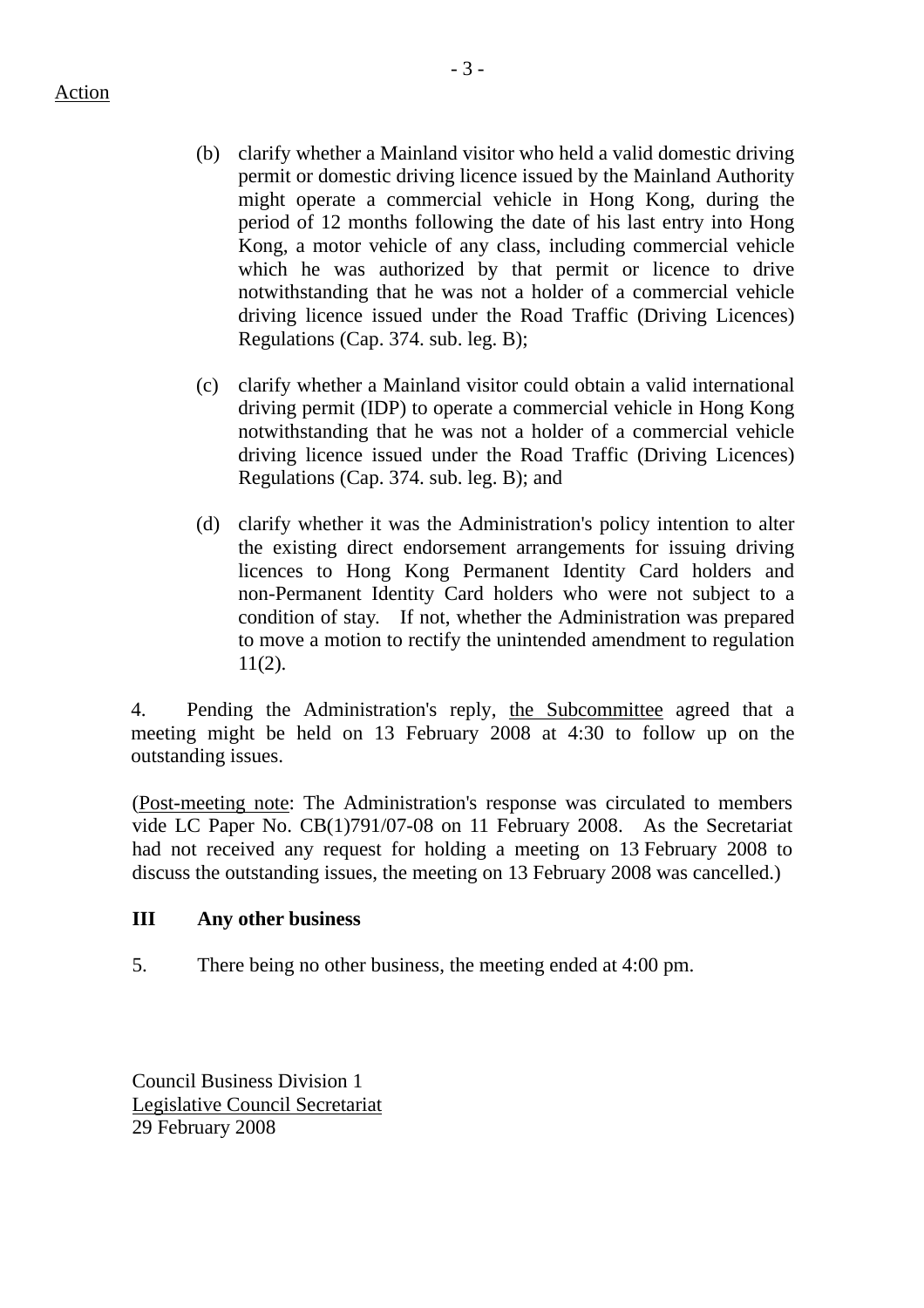Action

(b) clarify whether a Mainland visitor who held a valid domestic driving permit or domestic driving licence issued by the Mainland Authority might operate a commercial vehicle in Hong Kong, during the period of 12 months following the date of his last entry into Hong Kong, a motor vehicle of any class, including commercial vehicle which he was authorized by that permit or licence to drive notwithstanding that he was not a holder of a commercial vehicle driving licence issued under the Road Traffic (Driving Licences) Regulations (Cap. 374. sub. leg. B);

(c) clarify whether a Mainland visitor could obtain a valid international driving permit (IDP) to operate a commercial vehicle in Hong Kong notwithstanding that he was not a holder of a commercial vehicle driving licence issued under the Road Traffic (Driving Licences) Regulations (Cap. 374. sub. leg. B); and

(d) clarify whether it was the Administration's policy intention to alter the existing direct endorsement arrangements for issuing driving licences to Hong Kong Permanent Identity Card holders and non-Permanent Identity Card holders who were not subject to a condition of stay. If not, whether the Administration was prepared to move a motion to rectify the unintended amendment to regulation 11(2).

4. Pending the Administration's reply, the Subcommittee agreed that a meeting might be held on 13 February 2008 at 4:30 to follow up on the outstanding issues.

(Post-meeting note: The Administration's response was circulated to members vide LC Paper No. CB(1)791/07-08 on 11 February 2008. As the Secretariat had not received any request for holding a meeting on 13 February 2008 to discuss the outstanding issues, the meeting on 13 February 2008 was cancelled.)

**III Any other business**

5. There being no other business, the meeting ended at 4:00 pm.

Council Business Division 1
Legislative Council Secretariat
29 February 2008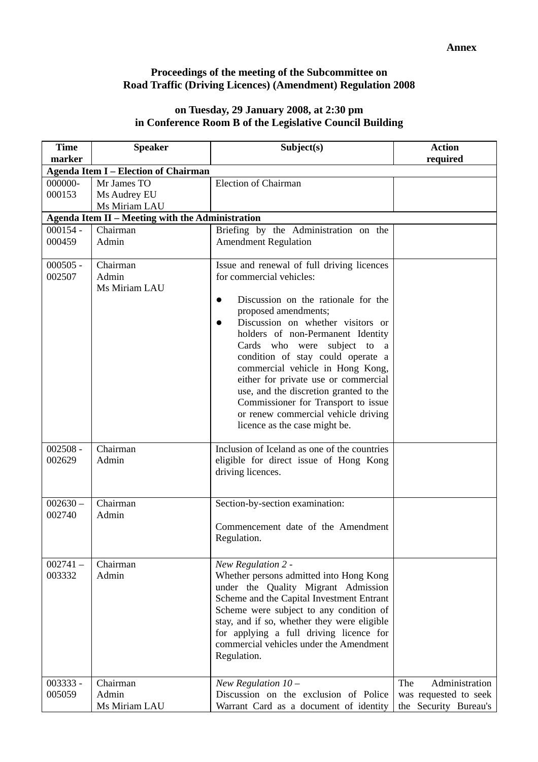**Annex**

**Proceedings of the meeting of the Subcommittee on Road Traffic (Driving Licences) (Amendment) Regulation 2008**

**on Tuesday, 29 January 2008, at 2:30 pm in Conference Room B of the Legislative Council Building**

| Time marker | Speaker | Subject(s) | Action required |
|---|---|---|---|
| **Agenda Item I – Election of Chairman** | | | |
| 000000-000153 | Mr James TO<br>Ms Audrey EU<br>Ms Miriam LAU | Election of Chairman | |
| **Agenda Item II – Meeting with the Administration** | | | |
| 000154 - 000459 | Chairman<br>Admin | Briefing by the Administration on the Amendment Regulation | |
| 000505 - 002507 | Chairman<br>Admin<br>Ms Miriam LAU | Issue and renewal of full driving licences for commercial vehicles:<br>● Discussion on the rationale for the proposed amendments;<br>● Discussion on whether visitors or holders of non-Permanent Identity Cards who were subject to a condition of stay could operate a commercial vehicle in Hong Kong, either for private use or commercial use, and the discretion granted to the Commissioner for Transport to issue or renew commercial vehicle driving licence as the case might be. | |
| 002508 - 002629 | Chairman<br>Admin | Inclusion of Iceland as one of the countries eligible for direct issue of Hong Kong driving licences. | |
| 002630 – 002740 | Chairman<br>Admin | Section-by-section examination:<br>Commencement date of the Amendment Regulation. | |
| 002741 – 003332 | Chairman<br>Admin | *New Regulation 2 -*<br>Whether persons admitted into Hong Kong under the Quality Migrant Admission Scheme and the Capital Investment Entrant Scheme were subject to any condition of stay, and if so, whether they were eligible for applying a full driving licence for commercial vehicles under the Amendment Regulation. | |
| 003333 - 005059 | Chairman<br>Admin<br>Ms Miriam LAU | *New Regulation 10 –*<br>Discussion on the exclusion of Police Warrant Card as a document of identity | The Administration was requested to seek the Security Bureau's |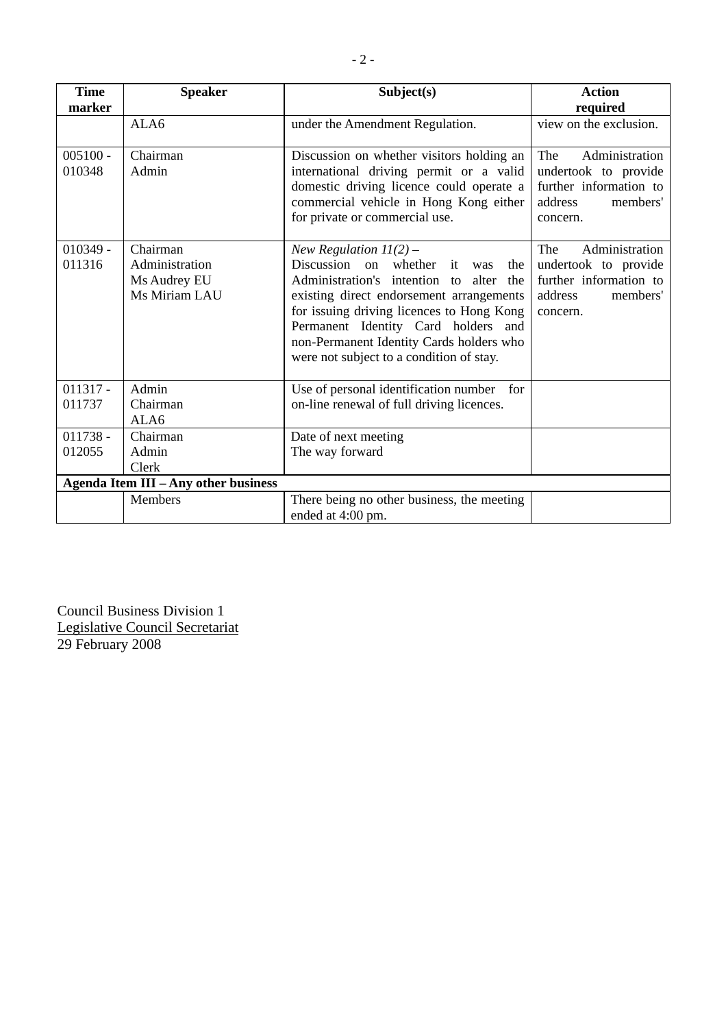| Time marker | Speaker | Subject(s) | Action required |
|---|---|---|---|
| | ALA6 | under the Amendment Regulation. | view on the exclusion. |
| 005100 - 010348 | Chairman<br>Admin | Discussion on whether visitors holding an international driving permit or a valid domestic driving licence could operate a commercial vehicle in Hong Kong either for private or commercial use. | The Administration undertook to provide further information to address members' concern. |
| 010349 - 011316 | Chairman<br>Administration<br>Ms Audrey EU<br>Ms Miriam LAU | *New Regulation 11(2)* –<br>Discussion on whether it was the Administration's intention to alter the existing direct endorsement arrangements for issuing driving licences to Hong Kong Permanent Identity Card holders and non-Permanent Identity Cards holders who were not subject to a condition of stay. | The Administration undertook to provide further information to address members' concern. |
| 011317 - 011737 | Admin<br>Chairman<br>ALA6 | Use of personal identification number for on-line renewal of full driving licences. | |
| 011738 - 012055 | Chairman<br>Admin<br>Clerk | Date of next meeting<br>The way forward | |
| **Agenda Item III – Any other business** | | | |
| | Members | There being no other business, the meeting ended at 4:00 pm. | |

Council Business Division 1
Legislative Council Secretariat
29 February 2008